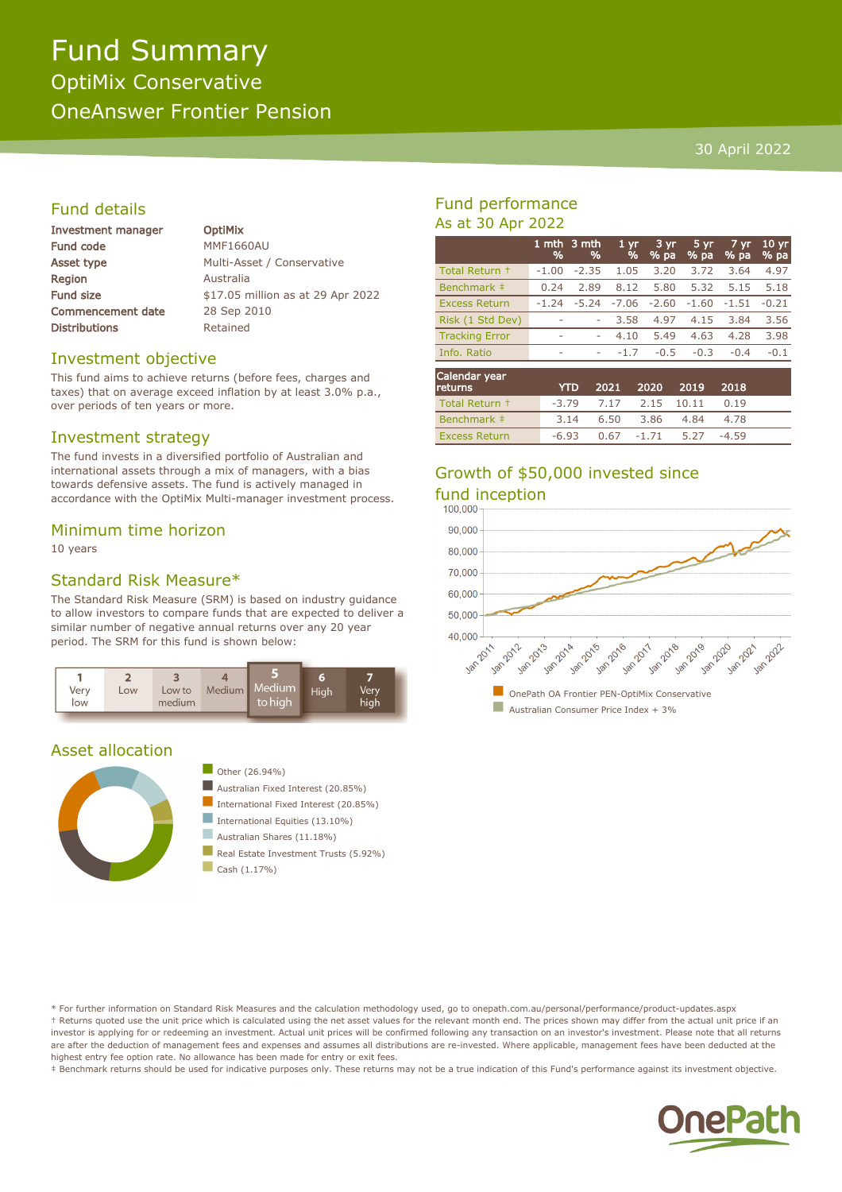# Fund Summary

## OptiMix Conservative

## OneAnswer Frontier Pension

30 April 2022

## Fund details

| | |
|---|---|
| **Investment manager** | **OptiMix** |
| **Fund code** | MMF1660AU |
| **Asset type** | Multi-Asset / Conservative |
| **Region** | Australia |
| **Fund size** | $17.05 million as at 29 Apr 2022 |
| **Commencement date** | 28 Sep 2010 |
| **Distributions** | Retained |

## Investment objective

This fund aims to achieve returns (before fees, charges and taxes) that on average exceed inflation by at least 3.0% p.a., over periods of ten years or more.

## Investment strategy

The fund invests in a diversified portfolio of Australian and international assets through a mix of managers, with a bias towards defensive assets. The fund is actively managed in accordance with the OptiMix Multi-manager investment process.

## Minimum time horizon

10 years

## Standard Risk Measure*

The Standard Risk Measure (SRM) is based on industry guidance to allow investors to compare funds that are expected to deliver a similar number of negative annual returns over any 20 year period. The SRM for this fund is shown below:

| 1 | 2 | 3 | 4 | **5** | 6 | 7 |
|---|---|---|---|---|---|---|
| Very low | Low | Low to medium | Medium | **Medium to high** | High | Very high |

## Asset allocation

- Other (26.94%)
- Australian Fixed Interest (20.85%)
- International Fixed Interest (20.85%)
- International Equities (13.10%)
- Australian Shares (11.18%)
- Real Estate Investment Trusts (5.92%)
- Cash (1.17%)

## Fund performance

As at 30 Apr 2022

| | 1 mth % | 3 mth % | 1 yr % | 3 yr % pa | 5 yr % pa | 7 yr % pa | 10 yr % pa |
|---|---|---|---|---|---|---|---|
| Total Return † | -1.00 | -2.35 | 1.05 | 3.20 | 3.72 | 3.64 | 4.97 |
| Benchmark ‡ | 0.24 | 2.89 | 8.12 | 5.80 | 5.32 | 5.15 | 5.18 |
| Excess Return | -1.24 | -5.24 | -7.06 | -2.60 | -1.60 | -1.51 | -0.21 |
| Risk (1 Std Dev) | - | - | 3.58 | 4.97 | 4.15 | 3.84 | 3.56 |
| Tracking Error | - | - | 4.10 | 5.49 | 4.63 | 4.28 | 3.98 |
| Info. Ratio | - | - | -1.7 | -0.5 | -0.3 | -0.4 | -0.1 |

| Calendar year returns | YTD | 2021 | 2020 | 2019 | 2018 |
|---|---|---|---|---|---|
| Total Return † | -3.79 | 7.17 | 2.15 | 10.11 | 0.19 |
| Benchmark ‡ | 3.14 | 6.50 | 3.86 | 4.84 | 4.78 |
| Excess Return | -6.93 | 0.67 | -1.71 | 5.27 | -4.59 |

## Growth of $50,000 invested since fund inception

- OnePath OA Frontier PEN-OptiMix Conservative
- Australian Consumer Price Index + 3%

\* For further information on Standard Risk Measures and the calculation methodology used, go to onepath.com.au/personal/performance/product-updates.aspx

† Returns quoted use the unit price which is calculated using the net asset values for the relevant month end. The prices shown may differ from the actual unit price if an investor is applying for or redeeming an investment. Actual unit prices will be confirmed following any transaction on an investor's investment. Please note that all returns are after the deduction of management fees and expenses and assumes all distributions are re-invested. Where applicable, management fees have been deducted at the highest entry fee option rate. No allowance has been made for entry or exit fees.

‡ Benchmark returns should be used for indicative purposes only. These returns may not be a true indication of this Fund's performance against its investment objective.

OnePath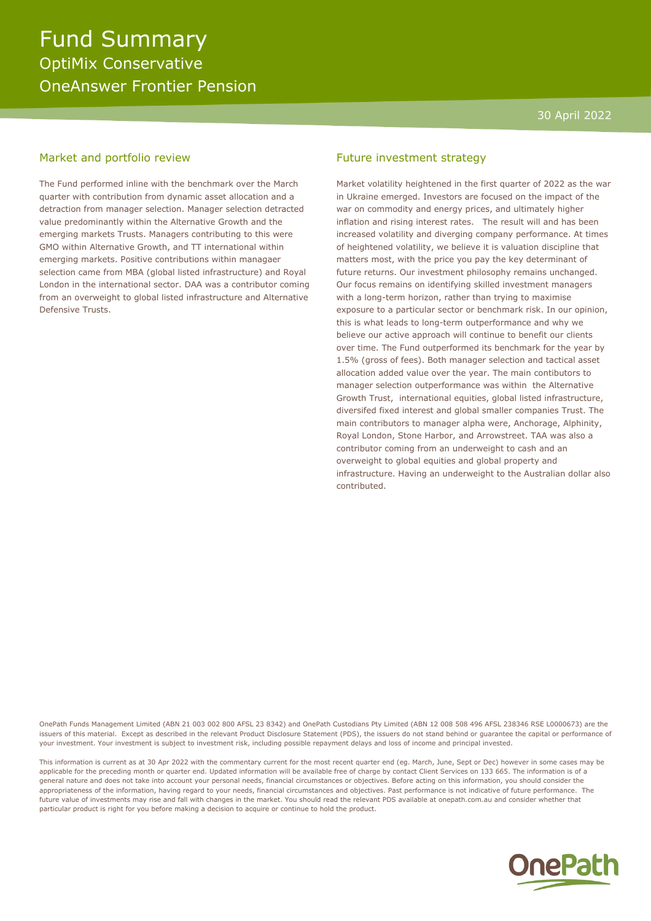# Fund Summary

## OptiMix Conservative

## OneAnswer Frontier Pension

30 April 2022

### Market and portfolio review

The Fund performed inline with the benchmark over the March quarter with contribution from dynamic asset allocation and a detraction from manager selection. Manager selection detracted value predominantly within the Alternative Growth and the emerging markets Trusts. Managers contributing to this were GMO within Alternative Growth, and TT international within emerging markets. Positive contributions within managaer selection came from MBA (global listed infrastructure) and Royal London in the international sector. DAA was a contributor coming from an overweight to global listed infrastructure and Alternative Defensive Trusts.

### Future investment strategy

Market volatility heightened in the first quarter of 2022 as the war in Ukraine emerged. Investors are focused on the impact of the war on commodity and energy prices, and ultimately higher inflation and rising interest rates. The result will and has been increased volatility and diverging company performance. At times of heightened volatility, we believe it is valuation discipline that matters most, with the price you pay the key determinant of future returns. Our investment philosophy remains unchanged. Our focus remains on identifying skilled investment managers with a long-term horizon, rather than trying to maximise exposure to a particular sector or benchmark risk. In our opinion, this is what leads to long-term outperformance and why we believe our active approach will continue to benefit our clients over time. The Fund outperformed its benchmark for the year by 1.5% (gross of fees). Both manager selection and tactical asset allocation added value over the year. The main contibutors to manager selection outperformance was within the Alternative Growth Trust, international equities, global listed infrastructure, diversifed fixed interest and global smaller companies Trust. The main contributors to manager alpha were, Anchorage, Alphinity, Royal London, Stone Harbor, and Arrowstreet. TAA was also a contributor coming from an underweight to cash and an overweight to global equities and global property and infrastructure. Having an underweight to the Australian dollar also contributed.

OnePath Funds Management Limited (ABN 21 003 002 800 AFSL 23 8342) and OnePath Custodians Pty Limited (ABN 12 008 508 496 AFSL 238346 RSE L0000673) are the issuers of this material. Except as described in the relevant Product Disclosure Statement (PDS), the issuers do not stand behind or guarantee the capital or performance of your investment. Your investment is subject to investment risk, including possible repayment delays and loss of income and principal invested.

This information is current as at 30 Apr 2022 with the commentary current for the most recent quarter end (eg. March, June, Sept or Dec) however in some cases may be applicable for the preceding month or quarter end. Updated information will be available free of charge by contact Client Services on 133 665. The information is of a general nature and does not take into account your personal needs, financial circumstances or objectives. Before acting on this information, you should consider the appropriateness of the information, having regard to your needs, financial circumstances and objectives. Past performance is not indicative of future performance. The future value of investments may rise and fall with changes in the market. You should read the relevant PDS available at onepath.com.au and consider whether that particular product is right for you before making a decision to acquire or continue to hold the product.

OnePath